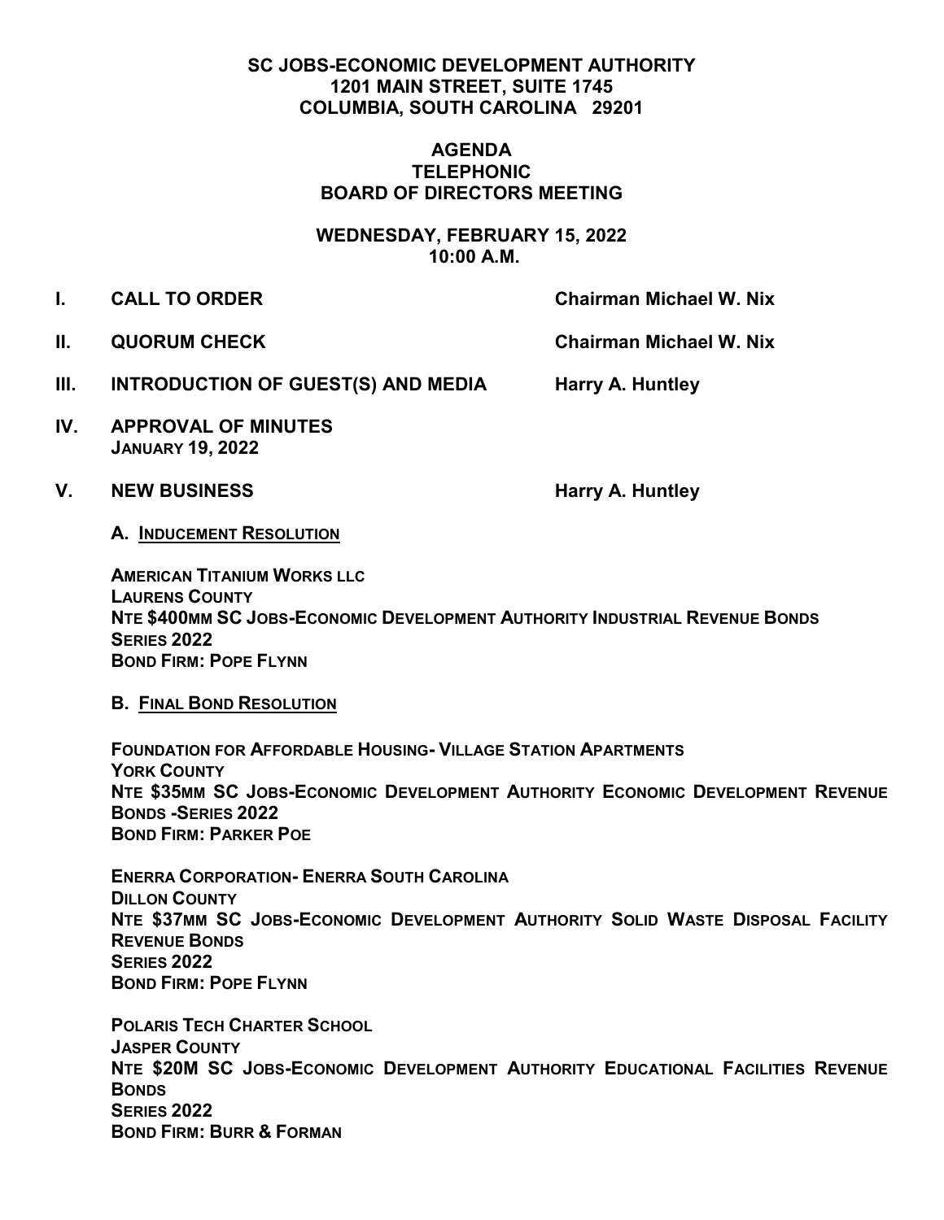**SC JOBS-ECONOMIC DEVELOPMENT AUTHORITY**
**1201 MAIN STREET, SUITE 1745**
**COLUMBIA, SOUTH CAROLINA 29201**

# AGENDA
## TELEPHONIC
## BOARD OF DIRECTORS MEETING

**WEDNESDAY, FEBRUARY 15, 2022**
**10:00 A.M.**

**I. CALL TO ORDER** — **Chairman Michael W. Nix**

**II. QUORUM CHECK** — **Chairman Michael W. Nix**

**III. INTRODUCTION OF GUEST(S) AND MEDIA** — **Harry A. Huntley**

**IV. APPROVAL OF MINUTES**
**JANUARY 19, 2022**

**V. NEW BUSINESS** — **Harry A. Huntley**

**A. INDUCEMENT RESOLUTION**

**AMERICAN TITANIUM WORKS LLC**
**LAURENS COUNTY**
**NTE $400MM SC JOBS-ECONOMIC DEVELOPMENT AUTHORITY INDUSTRIAL REVENUE BONDS**
**SERIES 2022**
**BOND FIRM: POPE FLYNN**

**B. FINAL BOND RESOLUTION**

**FOUNDATION FOR AFFORDABLE HOUSING- VILLAGE STATION APARTMENTS**
**YORK COUNTY**
**NTE $35MM SC JOBS-ECONOMIC DEVELOPMENT AUTHORITY ECONOMIC DEVELOPMENT REVENUE BONDS -SERIES 2022**
**BOND FIRM: PARKER POE**

**ENERRA CORPORATION- ENERRA SOUTH CAROLINA**
**DILLON COUNTY**
**NTE $37MM SC JOBS-ECONOMIC DEVELOPMENT AUTHORITY SOLID WASTE DISPOSAL FACILITY REVENUE BONDS**
**SERIES 2022**
**BOND FIRM: POPE FLYNN**

**POLARIS TECH CHARTER SCHOOL**
**JASPER COUNTY**
**NTE $20M SC JOBS-ECONOMIC DEVELOPMENT AUTHORITY EDUCATIONAL FACILITIES REVENUE BONDS**
**SERIES 2022**
**BOND FIRM: BURR & FORMAN**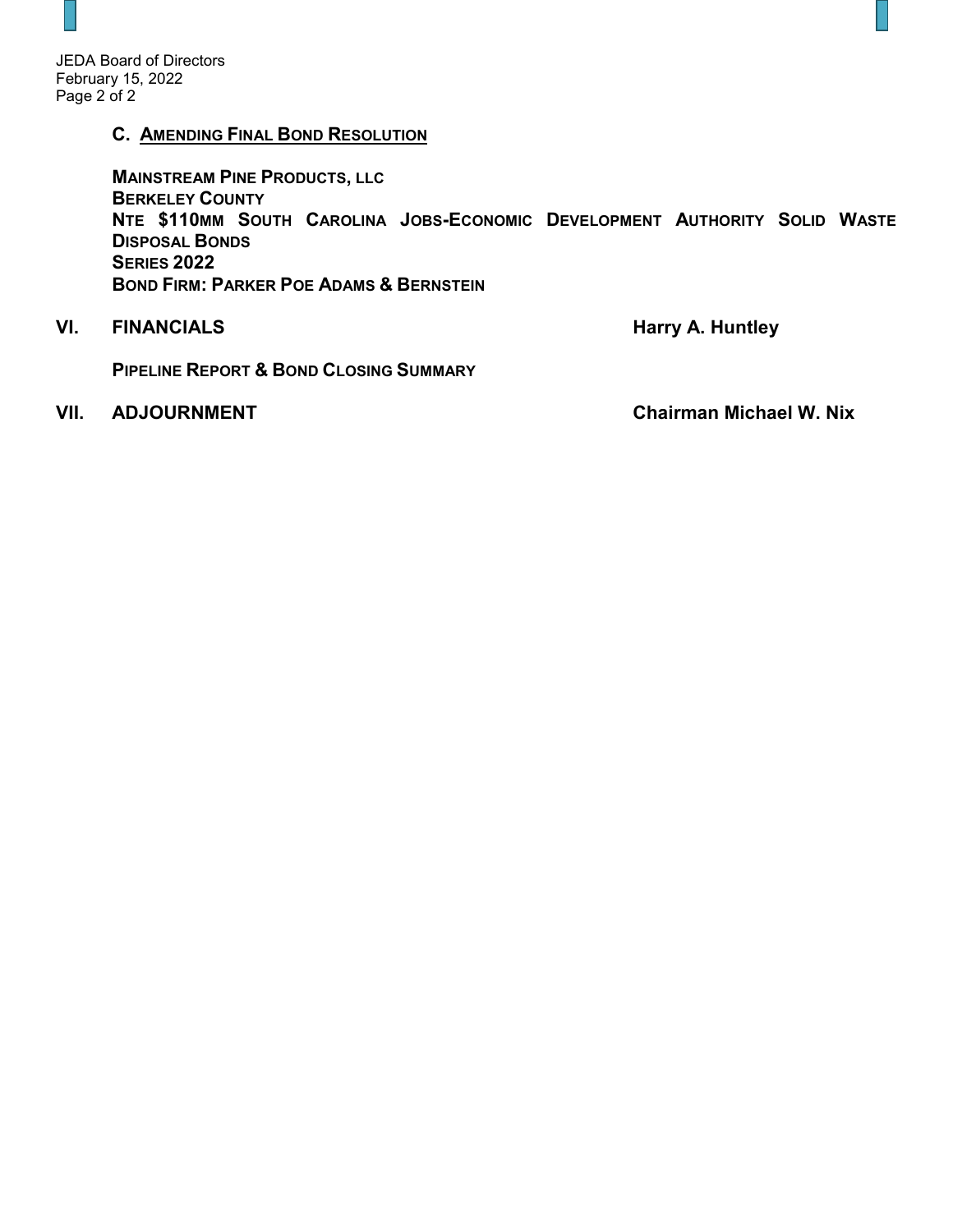**C. AMENDING FINAL BOND RESOLUTION**

**MAINSTREAM PINE PRODUCTS, LLC**
**BERKELEY COUNTY**
**NTE $110MM SOUTH CAROLINA JOBS-ECONOMIC DEVELOPMENT AUTHORITY SOLID WASTE DISPOSAL BONDS**
**SERIES 2022**
**BOND FIRM: PARKER POE ADAMS & BERNSTEIN**

## VI. FINANCIALS — Harry A. Huntley

**PIPELINE REPORT & BOND CLOSING SUMMARY**

## VII. ADJOURNMENT — Chairman Michael W. Nix